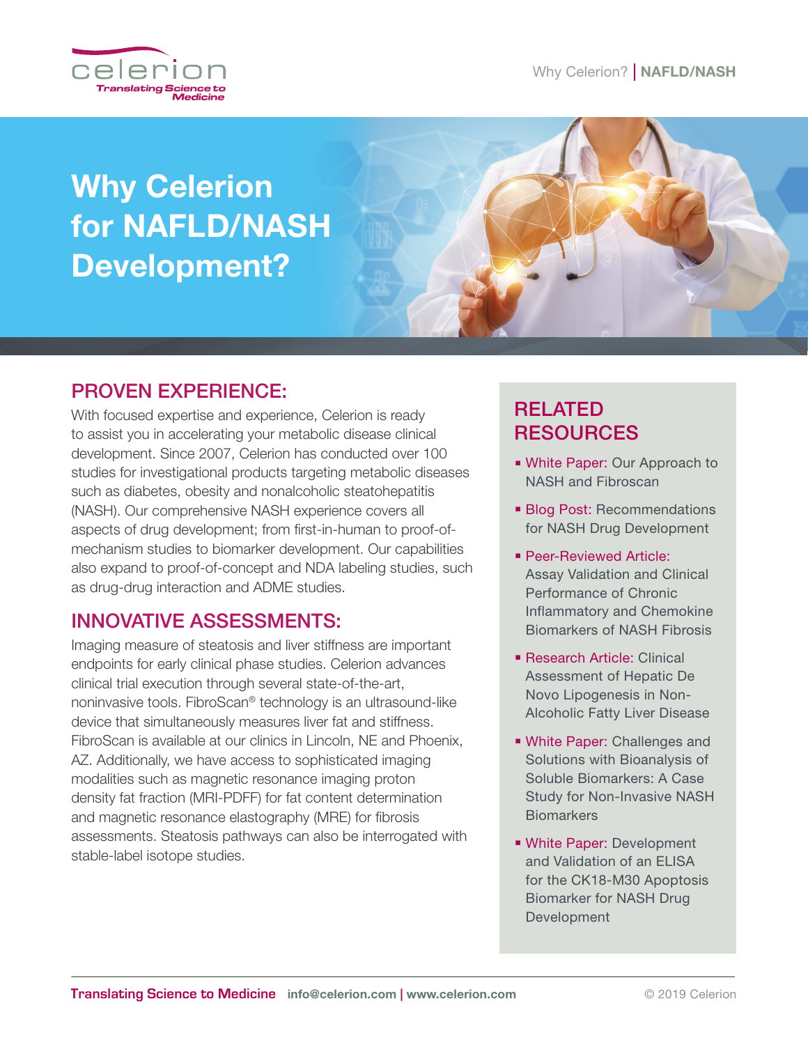# Why Celerion for NAFLD/NASH Development?

## PROVEN EXPERIENCE:

With focused expertise and experience, Celerion is ready to assist you in accelerating your metabolic disease clinical development. Since 2007, Celerion has conducted over 100 studies for investigational products targeting metabolic diseases such as diabetes, obesity and nonalcoholic steatohepatitis (NASH). Our comprehensive NASH experience covers all aspects of drug development; from first-in-human to proof-of-mechanism studies to biomarker development. Our capabilities also expand to proof-of-concept and NDA labeling studies, such as drug-drug interaction and ADME studies.

## INNOVATIVE ASSESSMENTS:

Imaging measure of steatosis and liver stiffness are important endpoints for early clinical phase studies. Celerion advances clinical trial execution through several state-of-the-art, noninvasive tools. FibroScan® technology is an ultrasound-like device that simultaneously measures liver fat and stiffness. FibroScan is available at our clinics in Lincoln, NE and Phoenix, AZ. Additionally, we have access to sophisticated imaging modalities such as magnetic resonance imaging proton density fat fraction (MRI-PDFF) for fat content determination and magnetic resonance elastography (MRE) for fibrosis assessments. Steatosis pathways can also be interrogated with stable-label isotope studies.

## RELATED RESOURCES

- White Paper: Our Approach to NASH and Fibroscan
- Blog Post: Recommendations for NASH Drug Development
- Peer-Reviewed Article: Assay Validation and Clinical Performance of Chronic Inflammatory and Chemokine Biomarkers of NASH Fibrosis
- Research Article: Clinical Assessment of Hepatic De Novo Lipogenesis in Non-Alcoholic Fatty Liver Disease
- White Paper: Challenges and Solutions with Bioanalysis of Soluble Biomarkers: A Case Study for Non-Invasive NASH Biomarkers
- White Paper: Development and Validation of an ELISA for the CK18-M30 Apoptosis Biomarker for NASH Drug Development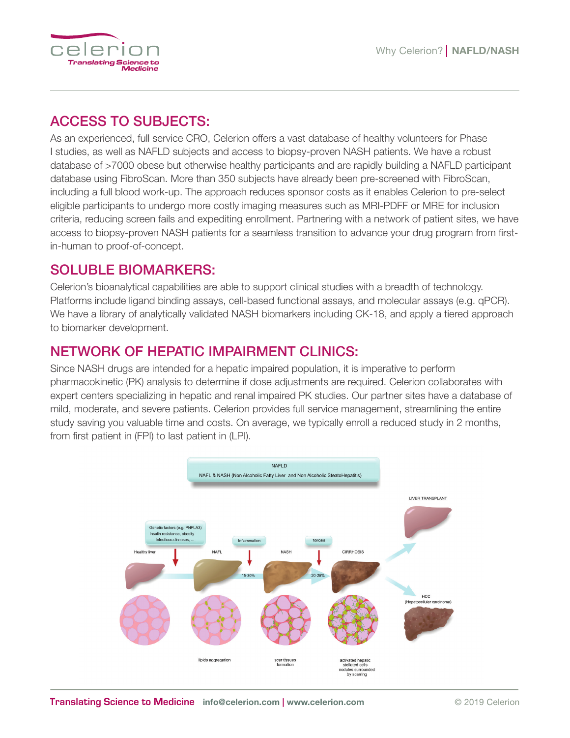## ACCESS TO SUBJECTS:

As an experienced, full service CRO, Celerion offers a vast database of healthy volunteers for Phase I studies, as well as NAFLD subjects and access to biopsy-proven NASH patients. We have a robust database of >7000 obese but otherwise healthy participants and are rapidly building a NAFLD participant database using FibroScan. More than 350 subjects have already been pre-screened with FibroScan, including a full blood work-up. The approach reduces sponsor costs as it enables Celerion to pre-select eligible participants to undergo more costly imaging measures such as MRI-PDFF or MRE for inclusion criteria, reducing screen fails and expediting enrollment. Partnering with a network of patient sites, we have access to biopsy-proven NASH patients for a seamless transition to advance your drug program from first-in-human to proof-of-concept.

## SOLUBLE BIOMARKERS:

Celerion's bioanalytical capabilities are able to support clinical studies with a breadth of technology. Platforms include ligand binding assays, cell-based functional assays, and molecular assays (e.g. qPCR). We have a library of analytically validated NASH biomarkers including CK-18, and apply a tiered approach to biomarker development.

## NETWORK OF HEPATIC IMPAIRMENT CLINICS:

Since NASH drugs are intended for a hepatic impaired population, it is imperative to perform pharmacokinetic (PK) analysis to determine if dose adjustments are required. Celerion collaborates with expert centers specializing in hepatic and renal impaired PK studies. Our partner sites have a database of mild, moderate, and severe patients. Celerion provides full service management, streamlining the entire study saving you valuable time and costs. On average, we typically enroll a reduced study in 2 months, from first patient in (FPI) to last patient in (LPI).

NAFLD

NAFL & NASH (Non Alcoholic Fatty Liver and Non Alcoholic SteatoHepatitis)

Genetic factors (e.g. PNPLA3)
Insulin resistance, obesity
Infectious diseases, ...

Inflammation

fibrosis

Healthy liver

NAFL

NASH

CIRRHOSIS

15-30%

20-25%

LIVER TRANSPLANT

HCC
(Hepatocellular carcinoma)

lipids aggregation

scar tissues formation

activated hepatic stellated cells nodules surrounded by scarring